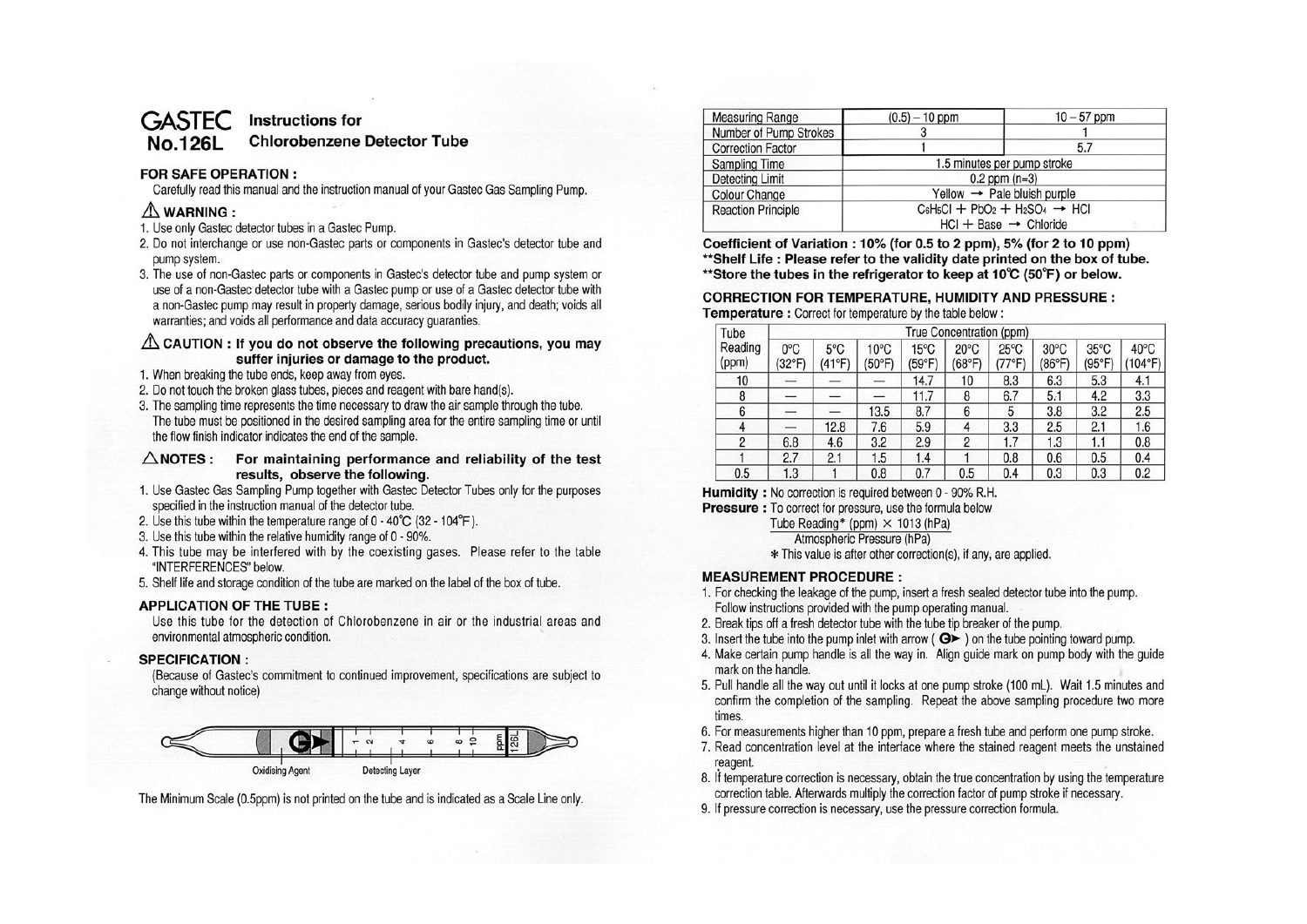# GASTEC No.126L Instructions for Chlorobenzene Detector Tube

## FOR SAFE OPERATION :

Carefully read this manual and the instruction manual of your Gastec Gas Sampling Pump.

### ⚠ WARNING :

1. Use only Gastec detector tubes in a Gastec Pump.
2. Do not interchange or use non-Gastec parts or components in Gastec's detector tube and pump system.
3. The use of non-Gastec parts or components in Gastec's detector tube and pump system or use of a non-Gastec detector tube with a Gastec pump or use of a Gastec detector tube with a non-Gastec pump may result in property damage, serious bodily injury, and death; voids all warranties; and voids all performance and data accuracy guaranties.

### ⚠ CAUTION : If you do not observe the following precautions, you may suffer injuries or damage to the product.

1. When breaking the tube ends, keep away from eyes.
2. Do not touch the broken glass tubes, pieces and reagent with bare hand(s).
3. The sampling time represents the time necessary to draw the air sample through the tube. The tube must be positioned in the desired sampling area for the entire sampling time or until the flow finish indicator indicates the end of the sample.

### ⚠ NOTES : For maintaining performance and reliability of the test results, observe the following.

1. Use Gastec Gas Sampling Pump together with Gastec Detector Tubes only for the purposes specified in the instruction manual of the detector tube.
2. Use this tube within the temperature range of 0 - 40℃ (32 - 104°F).
3. Use this tube within the relative humidity range of 0 - 90%.
4. This tube may be interfered with by the coexisting gases. Please refer to the table "INTERFERENCES" below.
5. Shelf life and storage condition of the tube are marked on the label of the box of tube.

## APPLICATION OF THE TUBE :

Use this tube for the detection of Chlorobenzene in air or the industrial areas and environmental atmospheric condition.

## SPECIFICATION :

(Because of Gastec's commitment to continued improvement, specifications are subject to change without notice)

Oxidising Agent    Detecting Layer

The Minimum Scale (0.5ppm) is not printed on the tube and is indicated as a Scale Line only.

| Measuring Range | (0.5) – 10 ppm | 10 – 57 ppm |
|---|---|---|
| Number of Pump Strokes | 3 | 1 |
| Correction Factor | 1 | 5.7 |
| Sampling Time | 1.5 minutes per pump stroke | |
| Detecting Limit | 0.2 ppm (n=3) | |
| Colour Change | Yellow → Pale bluish purple | |
| Reaction Principle | $C_6H_5Cl + PbO_2 + H_2SO_4 \rightarrow HCl$<br>$HCl + Base \rightarrow Chloride$ | |

**Coefficient of Variation : 10% (for 0.5 to 2 ppm), 5% (for 2 to 10 ppm)**
**\*\*Shelf Life : Please refer to the validity date printed on the box of tube.**
**\*\*Store the tubes in the refrigerator to keep at 10℃ (50°F) or below.**

## CORRECTION FOR TEMPERATURE, HUMIDITY AND PRESSURE :

**Temperature :** Correct for temperature by the table below :

| Tube Reading (ppm) | True Concentration (ppm) | | | | | | | | |
|---|---|---|---|---|---|---|---|---|---|
| | 0°C (32°F) | 5°C (41°F) | 10°C (50°F) | 15°C (59°F) | 20°C (68°F) | 25°C (77°F) | 30°C (86°F) | 35°C (95°F) | 40°C (104°F) |
| 10 | — | — | — | 14.7 | 10 | 8.3 | 6.3 | 5.3 | 4.1 |
| 8 | — | — | — | 11.7 | 8 | 6.7 | 5.1 | 4.2 | 3.3 |
| 6 | — | — | 13.5 | 8.7 | 6 | 5 | 3.8 | 3.2 | 2.5 |
| 4 | — | 12.8 | 7.6 | 5.9 | 4 | 3.3 | 2.5 | 2.1 | 1.6 |
| 2 | 6.8 | 4.6 | 3.2 | 2.9 | 2 | 1.7 | 1.3 | 1.1 | 0.8 |
| 1 | 2.7 | 2.1 | 1.5 | 1.4 | 1 | 0.8 | 0.6 | 0.5 | 0.4 |
| 0.5 | 1.3 | 1 | 0.8 | 0.7 | 0.5 | 0.4 | 0.3 | 0.3 | 0.2 |

**Humidity :** No correction is required between 0 - 90% R.H.

**Pressure :** To correct for pressure, use the formula below

$$\frac{\text{Tube Reading* (ppm)} \times 1013 \text{ (hPa)}}{\text{Atmospheric Pressure (hPa)}}$$

\* This value is after other correction(s), if any, are applied.

## MEASUREMENT PROCEDURE :

1. For checking the leakage of the pump, insert a fresh sealed detector tube into the pump. Follow instructions provided with the pump operating manual.
2. Break tips off a fresh detector tube with the tube tip breaker of the pump.
3. Insert the tube into the pump inlet with arrow ( G▶ ) on the tube pointing toward pump.
4. Make certain pump handle is all the way in. Align guide mark on pump body with the guide mark on the handle.
5. Pull handle all the way out until it locks at one pump stroke (100 mL). Wait 1.5 minutes and confirm the completion of the sampling. Repeat the above sampling procedure two more times.
6. For measurements higher than 10 ppm, prepare a fresh tube and perform one pump stroke.
7. Read concentration level at the interface where the stained reagent meets the unstained reagent.
8. If temperature correction is necessary, obtain the true concentration by using the temperature correction table. Afterwards multiply the correction factor of pump stroke if necessary.
9. If pressure correction is necessary, use the pressure correction formula.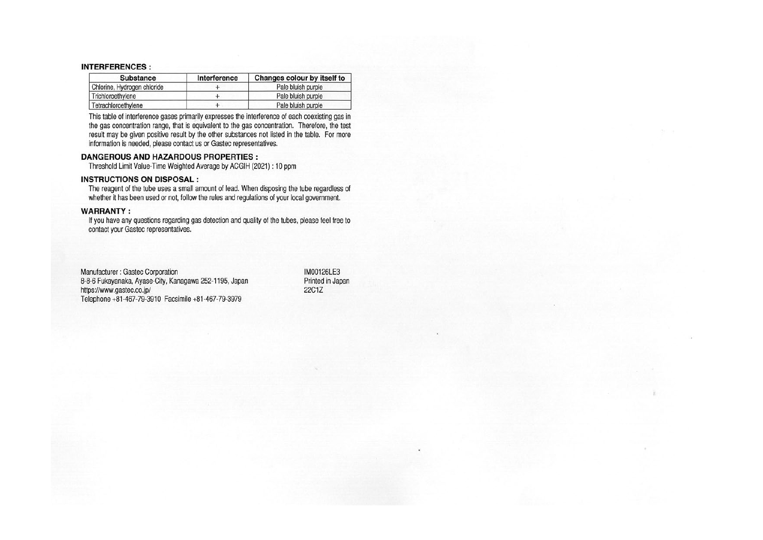## INTERFERENCES :

| Substance | Interference | Changes colour by itself to |
|---|---|---|
| Chlorine, Hydrogen chloride | + | Pale bluish purple |
| Trichloroethylene | + | Pale bluish purple |
| Tetrachloroethylene | + | Pale bluish purple |

This table of interference gases primarily expresses the interference of each coexisting gas in the gas concentration range, that is equivalent to the gas concentration. Therefore, the test result may be given positive result by the other substances not listed in the table. For more information is needed, please contact us or Gastec representatives.

## DANGEROUS AND HAZARDOUS PROPERTIES :

Threshold Limit Value-Time Weighted Average by ACGIH (2021) : 10 ppm

## INSTRUCTIONS ON DISPOSAL :

The reagent of the tube uses a small amount of lead. When disposing the tube regardless of whether it has been used or not, follow the rules and regulations of your local government.

## WARRANTY :

If you have any questions regarding gas detection and quality of the tubes, please feel free to contact your Gastec representatives.

Manufacturer : Gastec Corporation
8-8-6 Fukayanaka, Ayase-City, Kanagawa 252-1195, Japan
https://www.gastec.co.jp/
Telephone +81-467-79-3910 Facsimile +81-467-79-3979

IM00126LE3
Printed in Japan
22C1Z